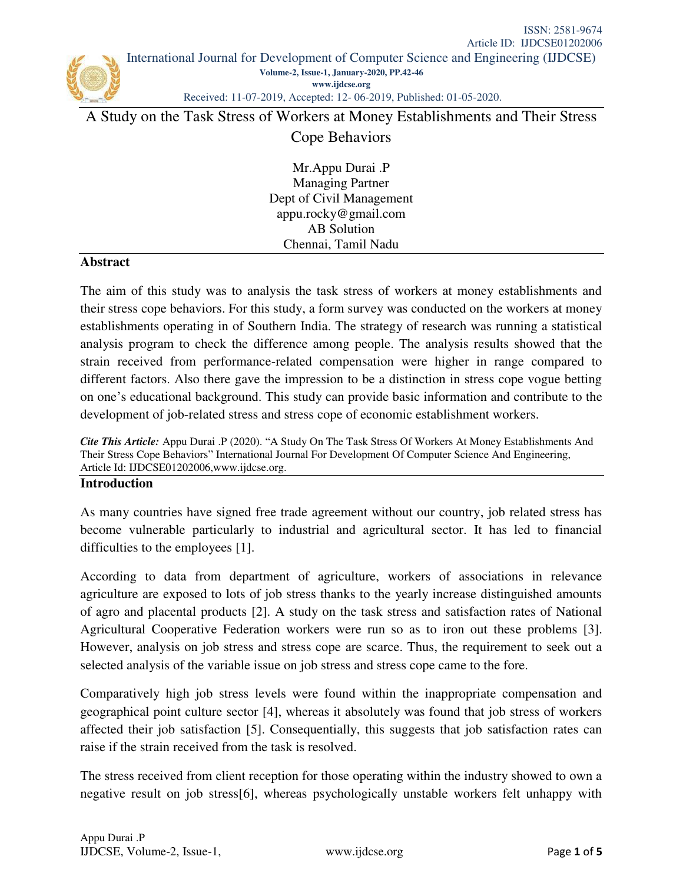# A Study on the Task Stress of Workers at Money Establishments and Their Stress Cope Behaviors

Mr.Appu Durai .P
Managing Partner
Dept of Civil Management
appu.rocky@gmail.com
AB Solution
Chennai, Tamil Nadu

## Abstract

The aim of this study was to analysis the task stress of workers at money establishments and their stress cope behaviors. For this study, a form survey was conducted on the workers at money establishments operating in of Southern India. The strategy of research was running a statistical analysis program to check the difference among people. The analysis results showed that the strain received from performance-related compensation were higher in range compared to different factors. Also there gave the impression to be a distinction in stress cope vogue betting on one's educational background. This study can provide basic information and contribute to the development of job-related stress and stress cope of economic establishment workers.

***Cite This Article:*** Appu Durai .P (2020). "A Study On The Task Stress Of Workers At Money Establishments And Their Stress Cope Behaviors" International Journal For Development Of Computer Science And Engineering, Article Id: IJDCSE01202006,www.ijdcse.org.

## Introduction

As many countries have signed free trade agreement without our country, job related stress has become vulnerable particularly to industrial and agricultural sector. It has led to financial difficulties to the employees [1].

According to data from department of agriculture, workers of associations in relevance agriculture are exposed to lots of job stress thanks to the yearly increase distinguished amounts of agro and placental products [2]. A study on the task stress and satisfaction rates of National Agricultural Cooperative Federation workers were run so as to iron out these problems [3]. However, analysis on job stress and stress cope are scarce. Thus, the requirement to seek out a selected analysis of the variable issue on job stress and stress cope came to the fore.

Comparatively high job stress levels were found within the inappropriate compensation and geographical point culture sector [4], whereas it absolutely was found that job stress of workers affected their job satisfaction [5]. Consequentially, this suggests that job satisfaction rates can raise if the strain received from the task is resolved.

The stress received from client reception for those operating within the industry showed to own a negative result on job stress[6], whereas psychologically unstable workers felt unhappy with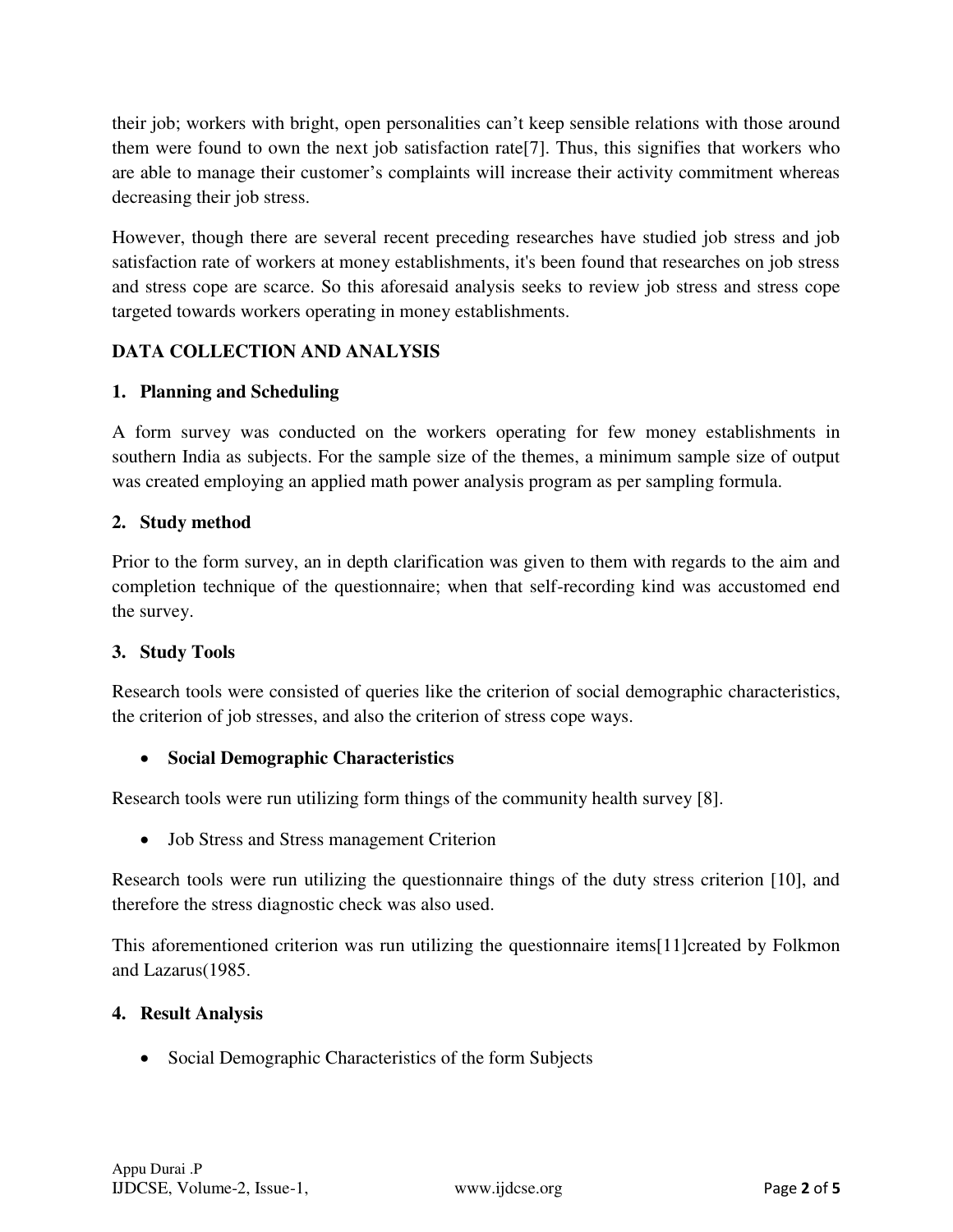their job; workers with bright, open personalities can't keep sensible relations with those around them were found to own the next job satisfaction rate[7]. Thus, this signifies that workers who are able to manage their customer's complaints will increase their activity commitment whereas decreasing their job stress.

However, though there are several recent preceding researches have studied job stress and job satisfaction rate of workers at money establishments, it's been found that researches on job stress and stress cope are scarce. So this aforesaid analysis seeks to review job stress and stress cope targeted towards workers operating in money establishments.

## DATA COLLECTION AND ANALYSIS

### 1. Planning and Scheduling

A form survey was conducted on the workers operating for few money establishments in southern India as subjects. For the sample size of the themes, a minimum sample size of output was created employing an applied math power analysis program as per sampling formula.

### 2. Study method

Prior to the form survey, an in depth clarification was given to them with regards to the aim and completion technique of the questionnaire; when that self-recording kind was accustomed end the survey.

### 3. Study Tools

Research tools were consisted of queries like the criterion of social demographic characteristics, the criterion of job stresses, and also the criterion of stress cope ways.

- **Social Demographic Characteristics**

Research tools were run utilizing form things of the community health survey [8].

- Job Stress and Stress management Criterion

Research tools were run utilizing the questionnaire things of the duty stress criterion [10], and therefore the stress diagnostic check was also used.

This aforementioned criterion was run utilizing the questionnaire items[11]created by Folkmon and Lazarus(1985.

### 4. Result Analysis

- Social Demographic Characteristics of the form Subjects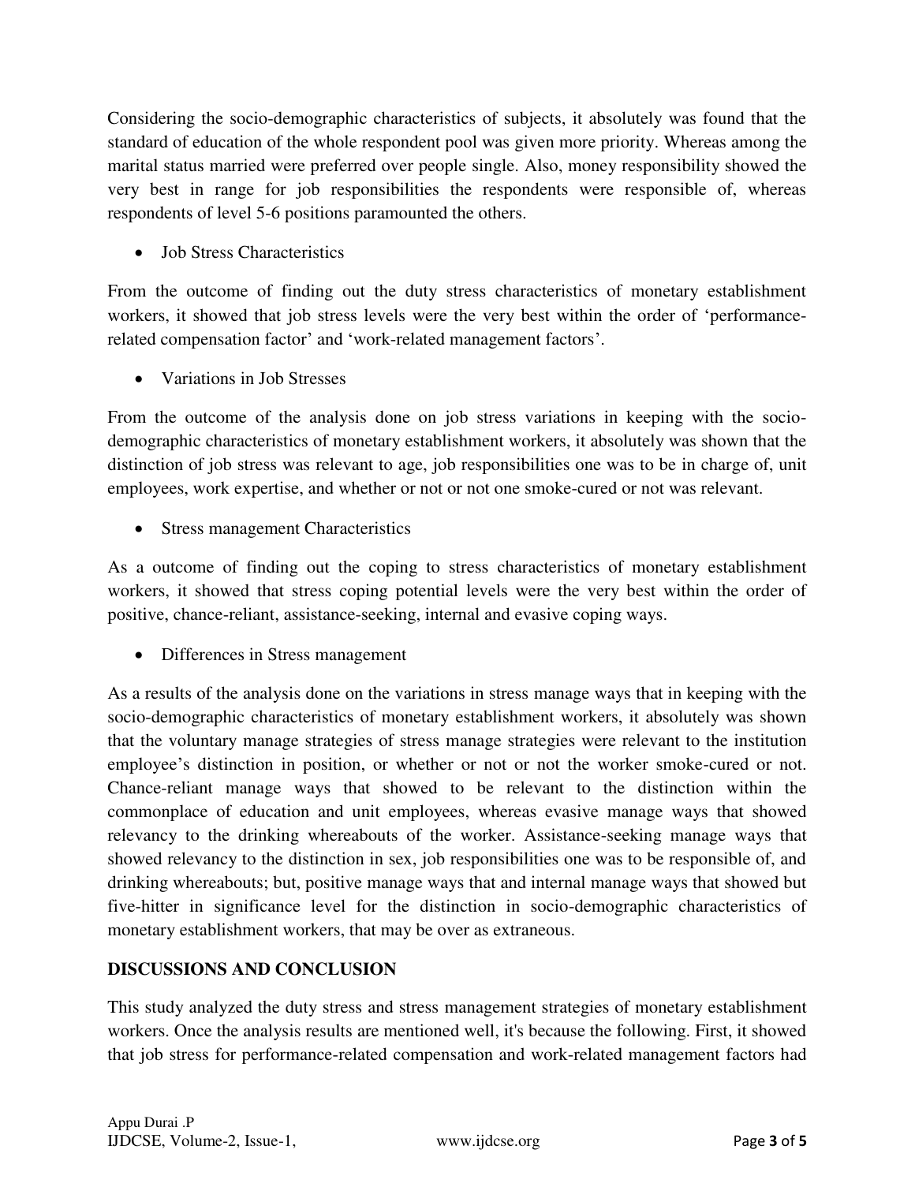Considering the socio-demographic characteristics of subjects, it absolutely was found that the standard of education of the whole respondent pool was given more priority. Whereas among the marital status married were preferred over people single. Also, money responsibility showed the very best in range for job responsibilities the respondents were responsible of, whereas respondents of level 5-6 positions paramounted the others.

- Job Stress Characteristics

From the outcome of finding out the duty stress characteristics of monetary establishment workers, it showed that job stress levels were the very best within the order of 'performance-related compensation factor' and 'work-related management factors'.

- Variations in Job Stresses

From the outcome of the analysis done on job stress variations in keeping with the socio-demographic characteristics of monetary establishment workers, it absolutely was shown that the distinction of job stress was relevant to age, job responsibilities one was to be in charge of, unit employees, work expertise, and whether or not or not one smoke-cured or not was relevant.

- Stress management Characteristics

As a outcome of finding out the coping to stress characteristics of monetary establishment workers, it showed that stress coping potential levels were the very best within the order of positive, chance-reliant, assistance-seeking, internal and evasive coping ways.

- Differences in Stress management

As a results of the analysis done on the variations in stress manage ways that in keeping with the socio-demographic characteristics of monetary establishment workers, it absolutely was shown that the voluntary manage strategies of stress manage strategies were relevant to the institution employee's distinction in position, or whether or not or not the worker smoke-cured or not. Chance-reliant manage ways that showed to be relevant to the distinction within the commonplace of education and unit employees, whereas evasive manage ways that showed relevancy to the drinking whereabouts of the worker. Assistance-seeking manage ways that showed relevancy to the distinction in sex, job responsibilities one was to be responsible of, and drinking whereabouts; but, positive manage ways that and internal manage ways that showed but five-hitter in significance level for the distinction in socio-demographic characteristics of monetary establishment workers, that may be over as extraneous.

## DISCUSSIONS AND CONCLUSION

This study analyzed the duty stress and stress management strategies of monetary establishment workers. Once the analysis results are mentioned well, it's because the following. First, it showed that job stress for performance-related compensation and work-related management factors had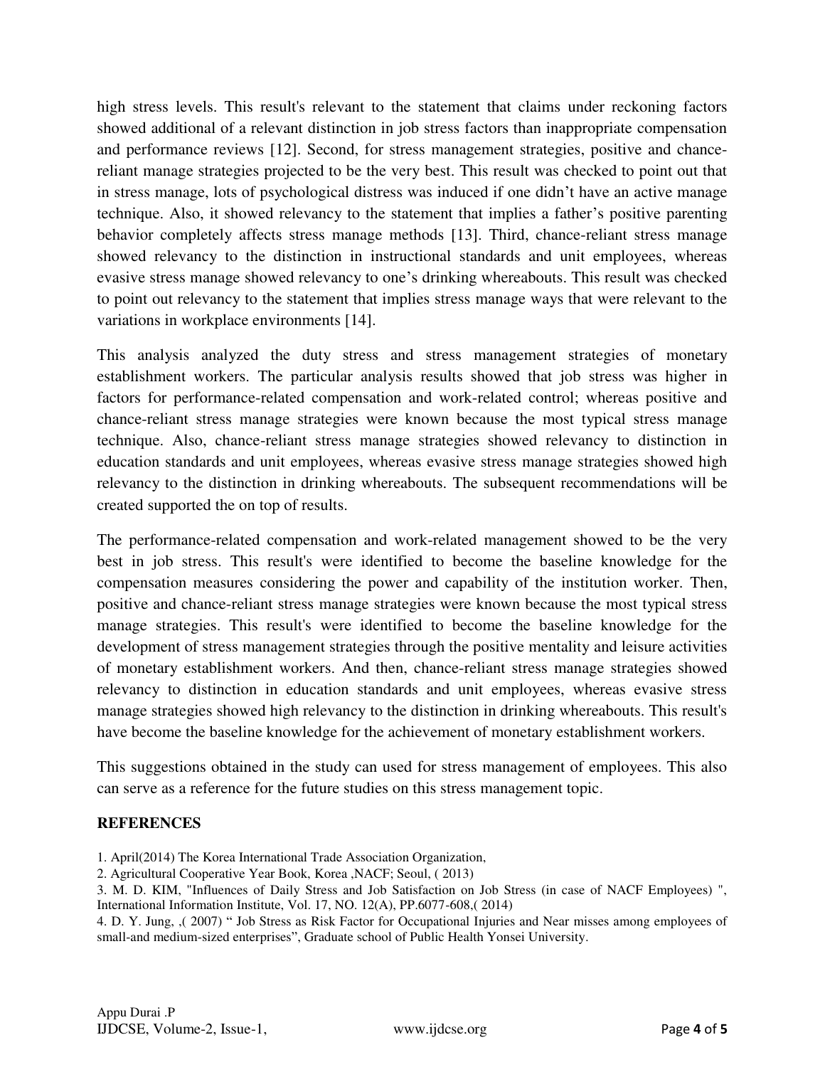high stress levels. This result's relevant to the statement that claims under reckoning factors showed additional of a relevant distinction in job stress factors than inappropriate compensation and performance reviews [12]. Second, for stress management strategies, positive and chance-reliant manage strategies projected to be the very best. This result was checked to point out that in stress manage, lots of psychological distress was induced if one didn't have an active manage technique. Also, it showed relevancy to the statement that implies a father's positive parenting behavior completely affects stress manage methods [13]. Third, chance-reliant stress manage showed relevancy to the distinction in instructional standards and unit employees, whereas evasive stress manage showed relevancy to one's drinking whereabouts. This result was checked to point out relevancy to the statement that implies stress manage ways that were relevant to the variations in workplace environments [14].

This analysis analyzed the duty stress and stress management strategies of monetary establishment workers. The particular analysis results showed that job stress was higher in factors for performance-related compensation and work-related control; whereas positive and chance-reliant stress manage strategies were known because the most typical stress manage technique. Also, chance-reliant stress manage strategies showed relevancy to distinction in education standards and unit employees, whereas evasive stress manage strategies showed high relevancy to the distinction in drinking whereabouts. The subsequent recommendations will be created supported the on top of results.

The performance-related compensation and work-related management showed to be the very best in job stress. This result's were identified to become the baseline knowledge for the compensation measures considering the power and capability of the institution worker. Then, positive and chance-reliant stress manage strategies were known because the most typical stress manage strategies. This result's were identified to become the baseline knowledge for the development of stress management strategies through the positive mentality and leisure activities of monetary establishment workers. And then, chance-reliant stress manage strategies showed relevancy to distinction in education standards and unit employees, whereas evasive stress manage strategies showed high relevancy to the distinction in drinking whereabouts. This result's have become the baseline knowledge for the achievement of monetary establishment workers.

This suggestions obtained in the study can used for stress management of employees. This also can serve as a reference for the future studies on this stress management topic.

## REFERENCES

1. April(2014) The Korea International Trade Association Organization,
2. Agricultural Cooperative Year Book, Korea ,NACF; Seoul, ( 2013)
3. M. D. KIM, "Influences of Daily Stress and Job Satisfaction on Job Stress (in case of NACF Employees) ", International Information Institute, Vol. 17, NO. 12(A), PP.6077-608,( 2014)
4. D. Y. Jung, ,( 2007) " Job Stress as Risk Factor for Occupational Injuries and Near misses among employees of small-and medium-sized enterprises", Graduate school of Public Health Yonsei University.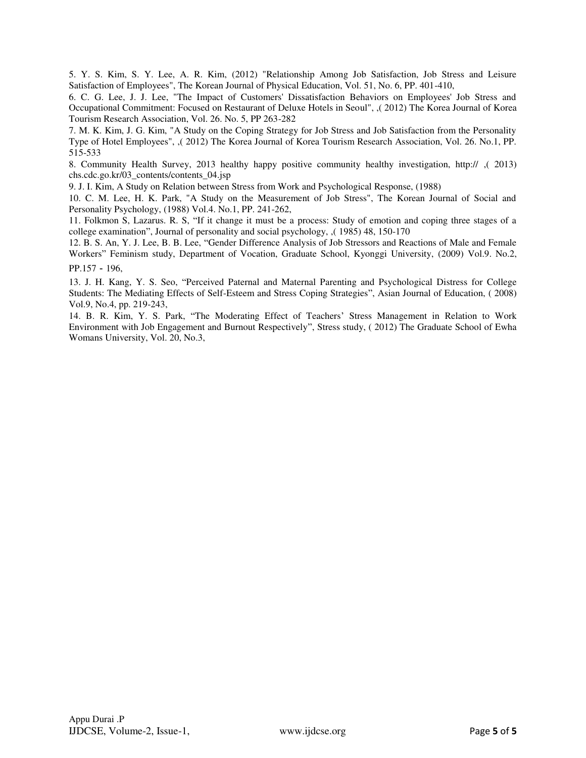5. Y. S. Kim, S. Y. Lee, A. R. Kim, (2012) "Relationship Among Job Satisfaction, Job Stress and Leisure Satisfaction of Employees", The Korean Journal of Physical Education, Vol. 51, No. 6, PP. 401-410,

6. C. G. Lee, J. J. Lee, "The Impact of Customers' Dissatisfaction Behaviors on Employees' Job Stress and Occupational Commitment: Focused on Restaurant of Deluxe Hotels in Seoul", ,( 2012) The Korea Journal of Korea Tourism Research Association, Vol. 26. No. 5, PP 263-282

7. M. K. Kim, J. G. Kim, "A Study on the Coping Strategy for Job Stress and Job Satisfaction from the Personality Type of Hotel Employees", ,( 2012) The Korea Journal of Korea Tourism Research Association, Vol. 26. No.1, PP. 515-533

8. Community Health Survey, 2013 healthy happy positive community healthy investigation, http:// ,( 2013) chs.cdc.go.kr/03_contents/contents_04.jsp

9. J. I. Kim, A Study on Relation between Stress from Work and Psychological Response, (1988)

10. C. M. Lee, H. K. Park, "A Study on the Measurement of Job Stress", The Korean Journal of Social and Personality Psychology, (1988) Vol.4. No.1, PP. 241-262,

11. Folkmon S, Lazarus. R. S, "If it change it must be a process: Study of emotion and coping three stages of a college examination", Journal of personality and social psychology, ,( 1985) 48, 150-170

12. B. S. An, Y. J. Lee, B. B. Lee, "Gender Difference Analysis of Job Stressors and Reactions of Male and Female Workers" Feminism study, Department of Vocation, Graduate School, Kyonggi University, (2009) Vol.9. No.2, PP.157 - 196,

13. J. H. Kang, Y. S. Seo, "Perceived Paternal and Maternal Parenting and Psychological Distress for College Students: The Mediating Effects of Self-Esteem and Stress Coping Strategies", Asian Journal of Education, ( 2008) Vol.9, No.4, pp. 219-243,

14. B. R. Kim, Y. S. Park, "The Moderating Effect of Teachers' Stress Management in Relation to Work Environment with Job Engagement and Burnout Respectively", Stress study, ( 2012) The Graduate School of Ewha Womans University, Vol. 20, No.3,